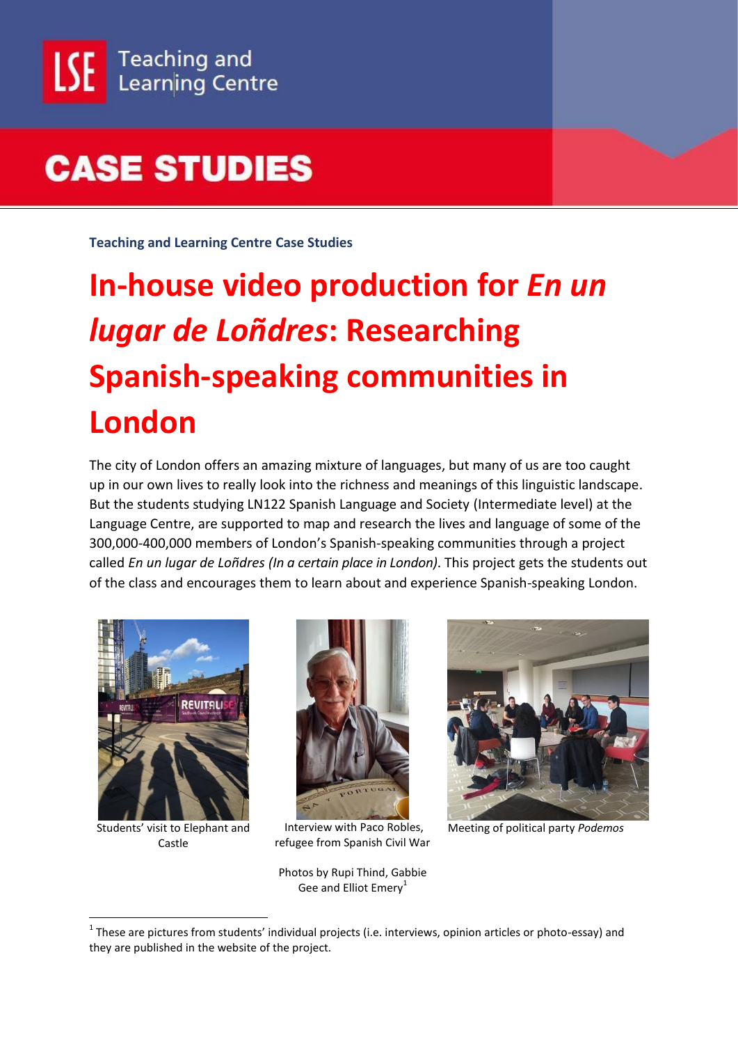# CASE STUDIES

**Teaching and Learning Centre Case Studies**

# In-house video production for *En un lugar de Loñdres*: Researching Spanish-speaking communities in London

The city of London offers an amazing mixture of languages, but many of us are too caught up in our own lives to really look into the richness and meanings of this linguistic landscape. But the students studying LN122 Spanish Language and Society (Intermediate level) at the Language Centre, are supported to map and research the lives and language of some of the 300,000-400,000 members of London's Spanish-speaking communities through a project called *En un lugar de Loñdres (In a certain place in London)*. This project gets the students out of the class and encourages them to learn about and experience Spanish-speaking London.

Students' visit to Elephant and Castle

Interview with Paco Robles, refugee from Spanish Civil War

Meeting of political party *Podemos*

Photos by Rupi Thind, Gabbie Gee and Elliot Emery[1]

[1] These are pictures from students' individual projects (i.e. interviews, opinion articles or photo-essay) and they are published in the website of the project.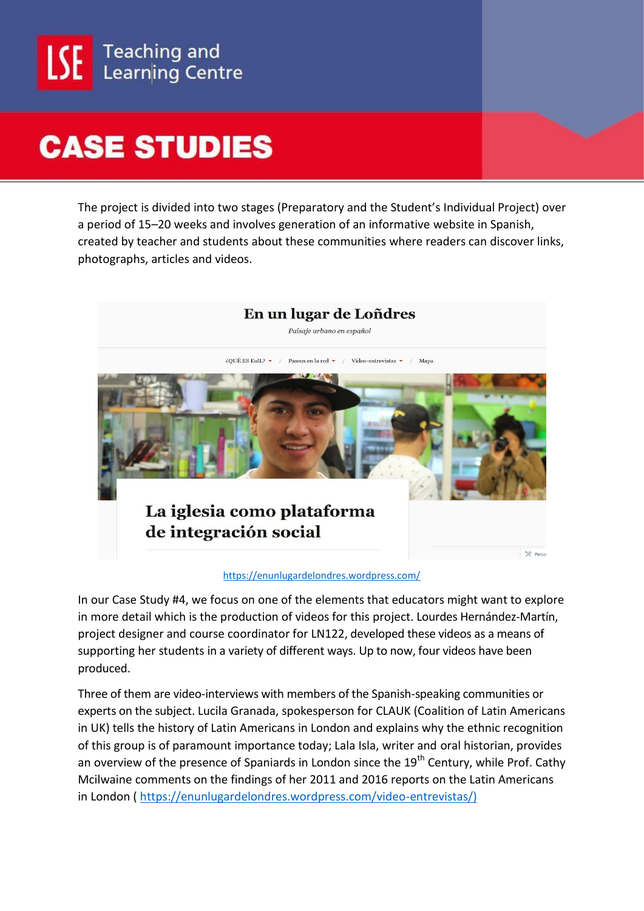The project is divided into two stages (Preparatory and the Student's Individual Project) over a period of 15–20 weeks and involves generation of an informative website in Spanish, created by teacher and students about these communities where readers can discover links, photographs, articles and videos.

https://enunlugardelondres.wordpress.com/

In our Case Study #4, we focus on one of the elements that educators might want to explore in more detail which is the production of videos for this project. Lourdes Hernández-Martín, project designer and course coordinator for LN122, developed these videos as a means of supporting her students in a variety of different ways. Up to now, four videos have been produced.

Three of them are video-interviews with members of the Spanish-speaking communities or experts on the subject. Lucila Granada, spokesperson for CLAUK (Coalition of Latin Americans in UK) tells the history of Latin Americans in London and explains why the ethnic recognition of this group is of paramount importance today; Lala Isla, writer and oral historian, provides an overview of the presence of Spaniards in London since the 19th Century, while Prof. Cathy Mcilwaine comments on the findings of her 2011 and 2016 reports on the Latin Americans in London ( https://enunlugardelondres.wordpress.com/video-entrevistas/)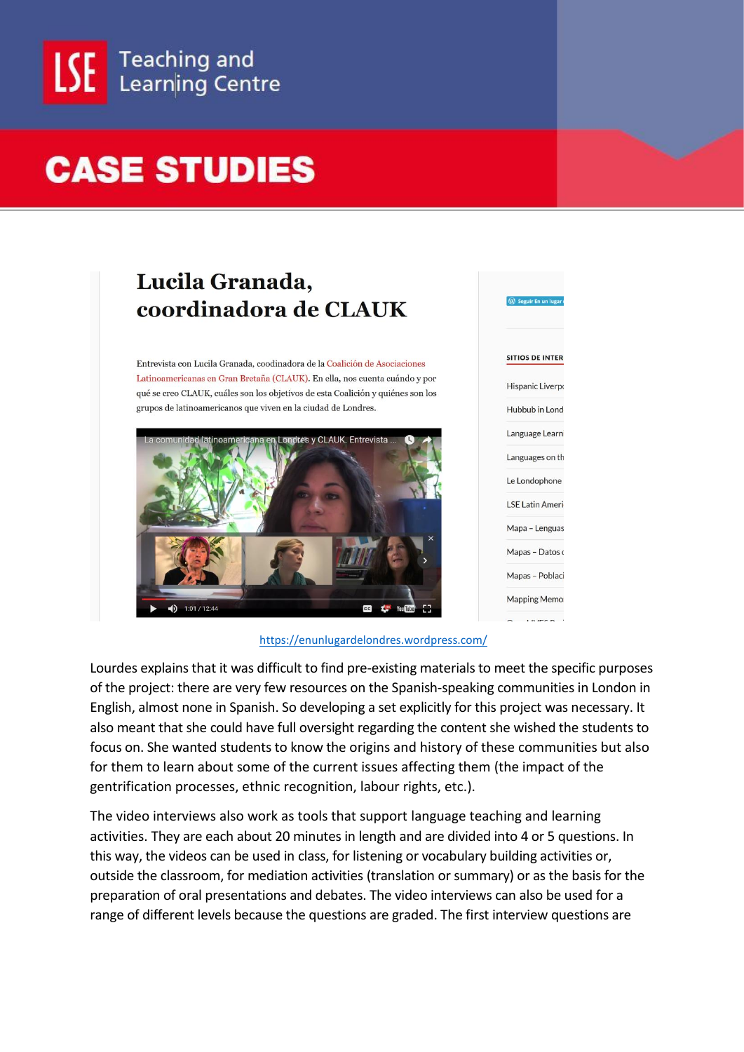https://enunlugardelondres.wordpress.com/

Lourdes explains that it was difficult to find pre-existing materials to meet the specific purposes of the project: there are very few resources on the Spanish-speaking communities in London in English, almost none in Spanish. So developing a set explicitly for this project was necessary. It also meant that she could have full oversight regarding the content she wished the students to focus on. She wanted students to know the origins and history of these communities but also for them to learn about some of the current issues affecting them (the impact of the gentrification processes, ethnic recognition, labour rights, etc.).

The video interviews also work as tools that support language teaching and learning activities. They are each about 20 minutes in length and are divided into 4 or 5 questions. In this way, the videos can be used in class, for listening or vocabulary building activities or, outside the classroom, for mediation activities (translation or summary) or as the basis for the preparation of oral presentations and debates. The video interviews can also be used for a range of different levels because the questions are graded. The first interview questions are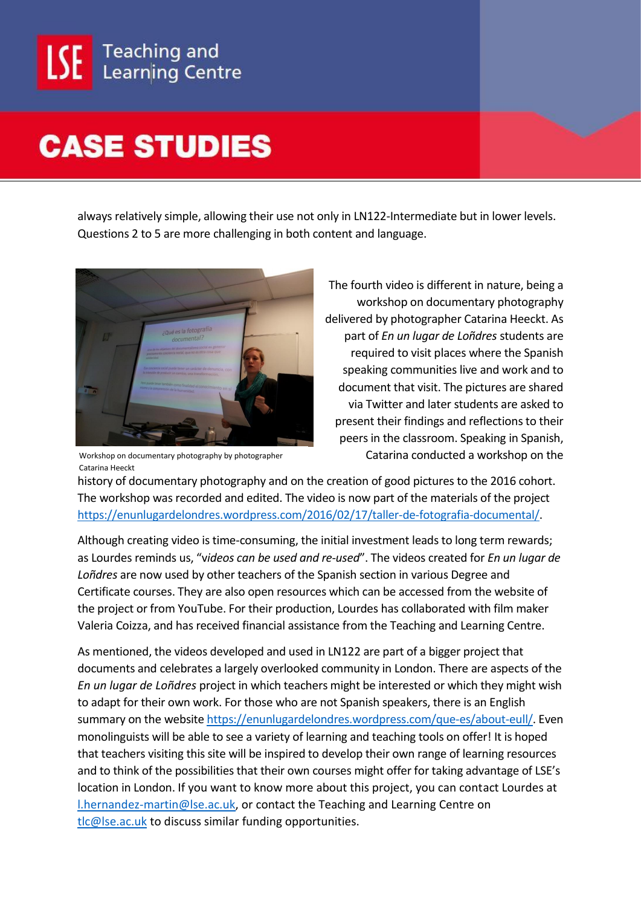always relatively simple, allowing their use not only in LN122-Intermediate but in lower levels. Questions 2 to 5 are more challenging in both content and language.

Workshop on documentary photography by photographer Catarina Heeckt

The fourth video is different in nature, being a workshop on documentary photography delivered by photographer Catarina Heeckt. As part of *En un lugar de Loñdres* students are required to visit places where the Spanish speaking communities live and work and to document that visit. The pictures are shared via Twitter and later students are asked to present their findings and reflections to their peers in the classroom. Speaking in Spanish, Catarina conducted a workshop on the history of documentary photography and on the creation of good pictures to the 2016 cohort. The workshop was recorded and edited. The video is now part of the materials of the project https://enunlugardelondres.wordpress.com/2016/02/17/taller-de-fotografia-documental/.

Although creating video is time-consuming, the initial investment leads to long term rewards; as Lourdes reminds us, "*videos can be used and re-used*". The videos created for *En un lugar de Loñdres* are now used by other teachers of the Spanish section in various Degree and Certificate courses. They are also open resources which can be accessed from the website of the project or from YouTube. For their production, Lourdes has collaborated with film maker Valeria Coizza, and has received financial assistance from the Teaching and Learning Centre.

As mentioned, the videos developed and used in LN122 are part of a bigger project that documents and celebrates a largely overlooked community in London. There are aspects of the *En un lugar de Loñdres* project in which teachers might be interested or which they might wish to adapt for their own work. For those who are not Spanish speakers, there is an English summary on the website https://enunlugardelondres.wordpress.com/que-es/about-eull/. Even monolinguists will be able to see a variety of learning and teaching tools on offer! It is hoped that teachers visiting this site will be inspired to develop their own range of learning resources and to think of the possibilities that their own courses might offer for taking advantage of LSE's location in London. If you want to know more about this project, you can contact Lourdes at l.hernandez-martin@lse.ac.uk, or contact the Teaching and Learning Centre on tlc@lse.ac.uk to discuss similar funding opportunities.